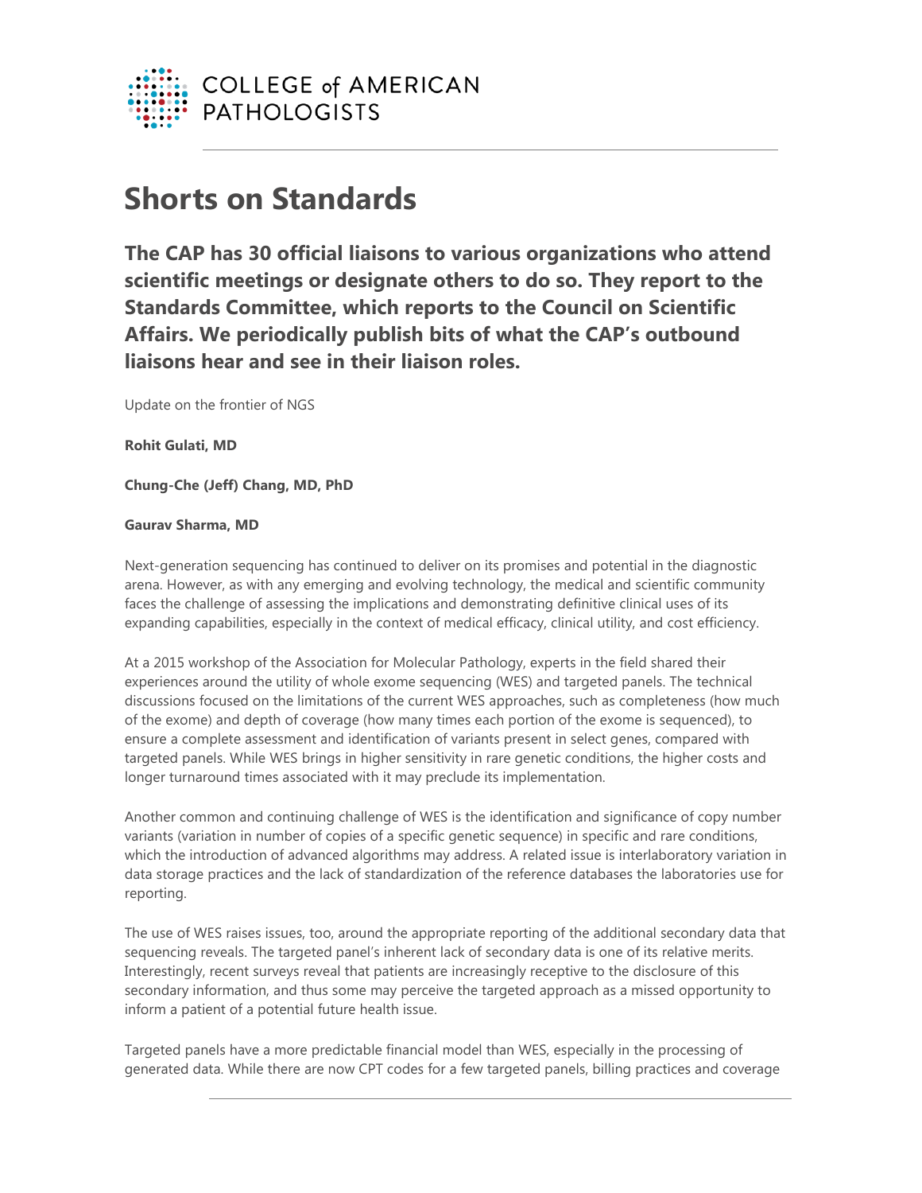COLLEGE of AMERICAN PATHOLOGISTS

# Shorts on Standards

**The CAP has 30 official liaisons to various organizations who attend scientific meetings or designate others to do so. They report to the Standards Committee, which reports to the Council on Scientific Affairs. We periodically publish bits of what the CAP's outbound liaisons hear and see in their liaison roles.**

Update on the frontier of NGS

**Rohit Gulati, MD**

**Chung-Che (Jeff) Chang, MD, PhD**

**Gaurav Sharma, MD**

Next-generation sequencing has continued to deliver on its promises and potential in the diagnostic arena. However, as with any emerging and evolving technology, the medical and scientific community faces the challenge of assessing the implications and demonstrating definitive clinical uses of its expanding capabilities, especially in the context of medical efficacy, clinical utility, and cost efficiency.

At a 2015 workshop of the Association for Molecular Pathology, experts in the field shared their experiences around the utility of whole exome sequencing (WES) and targeted panels. The technical discussions focused on the limitations of the current WES approaches, such as completeness (how much of the exome) and depth of coverage (how many times each portion of the exome is sequenced), to ensure a complete assessment and identification of variants present in select genes, compared with targeted panels. While WES brings in higher sensitivity in rare genetic conditions, the higher costs and longer turnaround times associated with it may preclude its implementation.

Another common and continuing challenge of WES is the identification and significance of copy number variants (variation in number of copies of a specific genetic sequence) in specific and rare conditions, which the introduction of advanced algorithms may address. A related issue is interlaboratory variation in data storage practices and the lack of standardization of the reference databases the laboratories use for reporting.

The use of WES raises issues, too, around the appropriate reporting of the additional secondary data that sequencing reveals. The targeted panel's inherent lack of secondary data is one of its relative merits. Interestingly, recent surveys reveal that patients are increasingly receptive to the disclosure of this secondary information, and thus some may perceive the targeted approach as a missed opportunity to inform a patient of a potential future health issue.

Targeted panels have a more predictable financial model than WES, especially in the processing of generated data. While there are now CPT codes for a few targeted panels, billing practices and coverage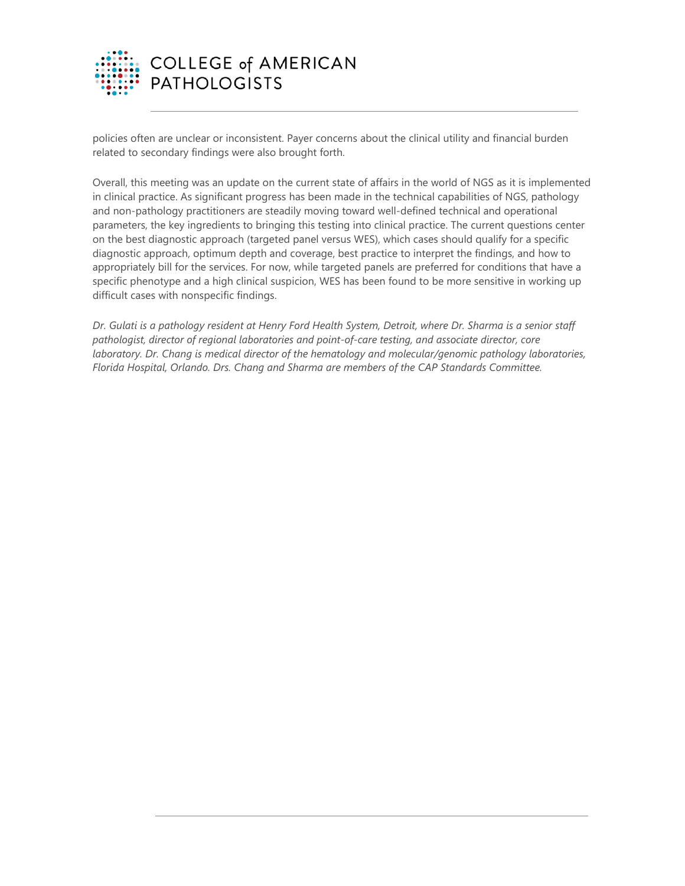policies often are unclear or inconsistent. Payer concerns about the clinical utility and financial burden related to secondary findings were also brought forth.

Overall, this meeting was an update on the current state of affairs in the world of NGS as it is implemented in clinical practice. As significant progress has been made in the technical capabilities of NGS, pathology and non-pathology practitioners are steadily moving toward well-defined technical and operational parameters, the key ingredients to bringing this testing into clinical practice. The current questions center on the best diagnostic approach (targeted panel versus WES), which cases should qualify for a specific diagnostic approach, optimum depth and coverage, best practice to interpret the findings, and how to appropriately bill for the services. For now, while targeted panels are preferred for conditions that have a specific phenotype and a high clinical suspicion, WES has been found to be more sensitive in working up difficult cases with nonspecific findings.

*Dr. Gulati is a pathology resident at Henry Ford Health System, Detroit, where Dr. Sharma is a senior staff pathologist, director of regional laboratories and point-of-care testing, and associate director, core laboratory. Dr. Chang is medical director of the hematology and molecular/genomic pathology laboratories, Florida Hospital, Orlando. Drs. Chang and Sharma are members of the CAP Standards Committee.*